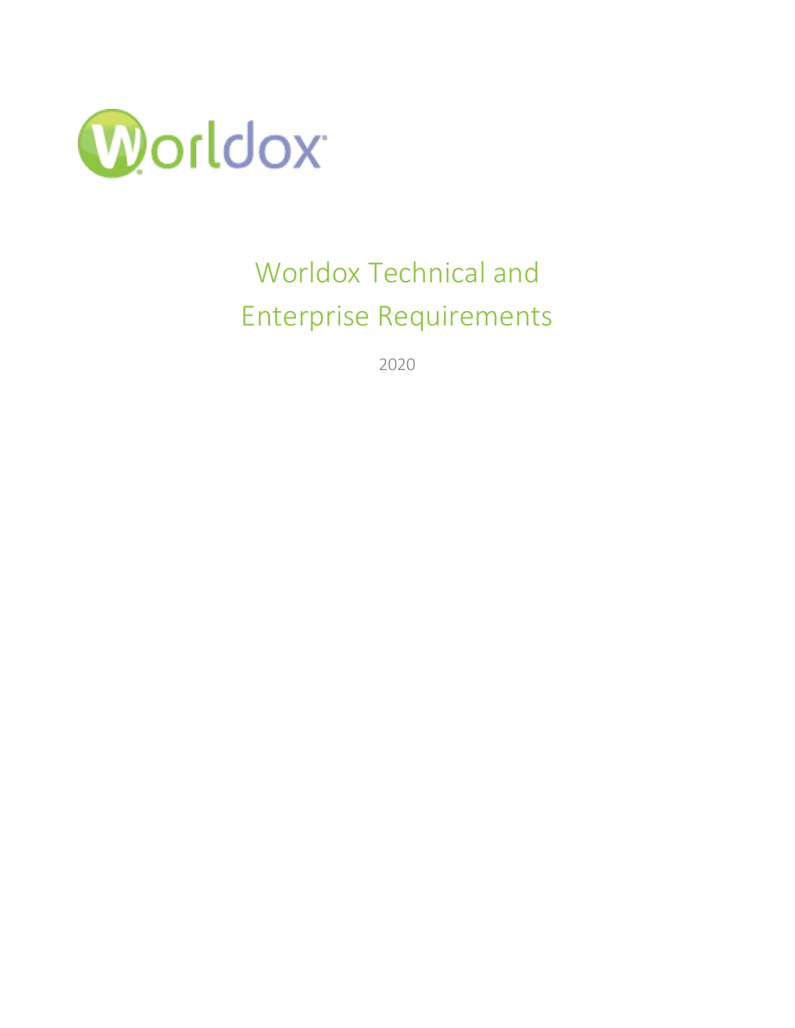# Worldox Technical and Enterprise Requirements

2020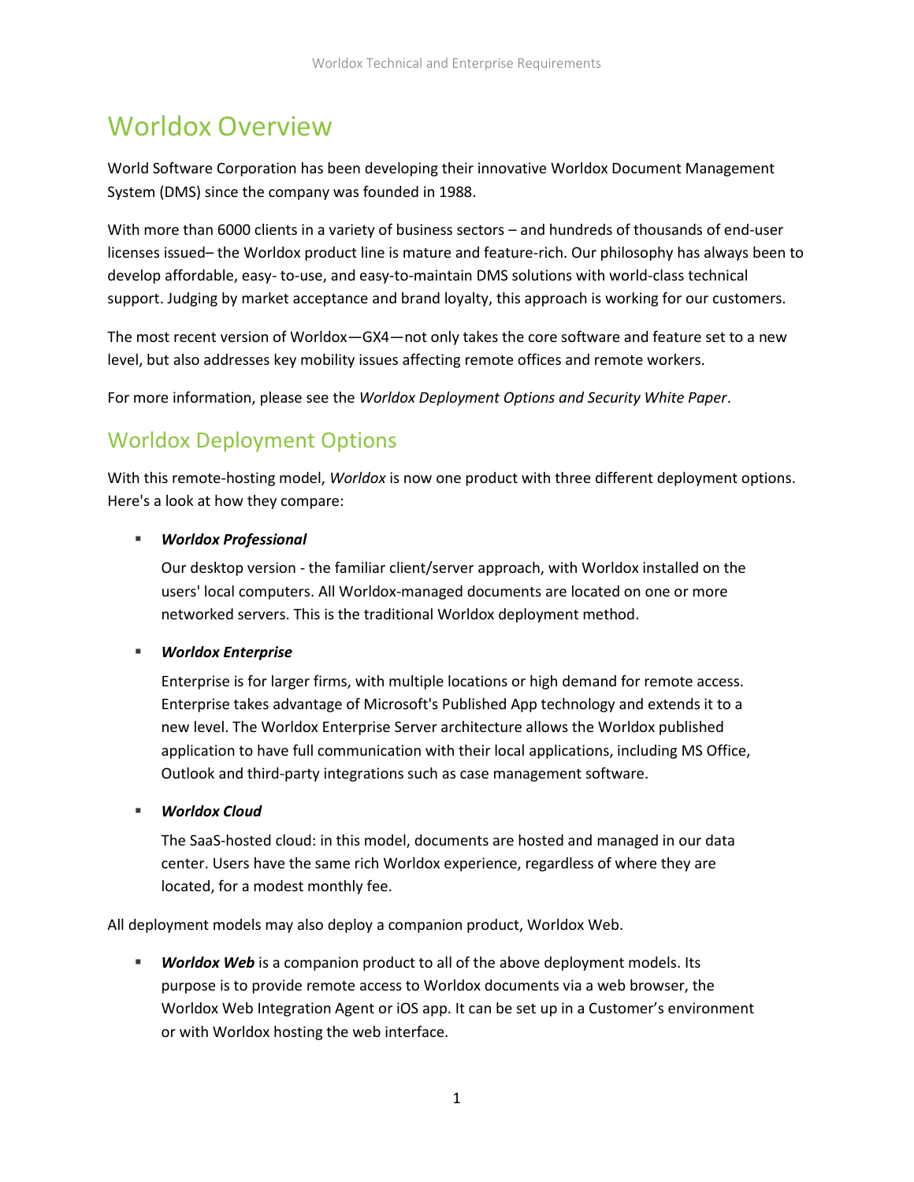# Worldox Overview

World Software Corporation has been developing their innovative Worldox Document Management System (DMS) since the company was founded in 1988.

With more than 6000 clients in a variety of business sectors – and hundreds of thousands of end-user licenses issued– the Worldox product line is mature and feature-rich. Our philosophy has always been to develop affordable, easy- to-use, and easy-to-maintain DMS solutions with world-class technical support. Judging by market acceptance and brand loyalty, this approach is working for our customers.

The most recent version of Worldox—GX4—not only takes the core software and feature set to a new level, but also addresses key mobility issues affecting remote offices and remote workers.

For more information, please see the *Worldox Deployment Options and Security White Paper*.

## Worldox Deployment Options

With this remote-hosting model, *Worldox* is now one product with three different deployment options. Here's a look at how they compare:

- ***Worldox Professional***

  Our desktop version - the familiar client/server approach, with Worldox installed on the users' local computers. All Worldox-managed documents are located on one or more networked servers. This is the traditional Worldox deployment method.

- ***Worldox Enterprise***

  Enterprise is for larger firms, with multiple locations or high demand for remote access. Enterprise takes advantage of Microsoft's Published App technology and extends it to a new level. The Worldox Enterprise Server architecture allows the Worldox published application to have full communication with their local applications, including MS Office, Outlook and third-party integrations such as case management software.

- ***Worldox Cloud***

  The SaaS-hosted cloud: in this model, documents are hosted and managed in our data center. Users have the same rich Worldox experience, regardless of where they are located, for a modest monthly fee.

All deployment models may also deploy a companion product, Worldox Web.

- ***Worldox Web*** is a companion product to all of the above deployment models. Its purpose is to provide remote access to Worldox documents via a web browser, the Worldox Web Integration Agent or iOS app. It can be set up in a Customer's environment or with Worldox hosting the web interface.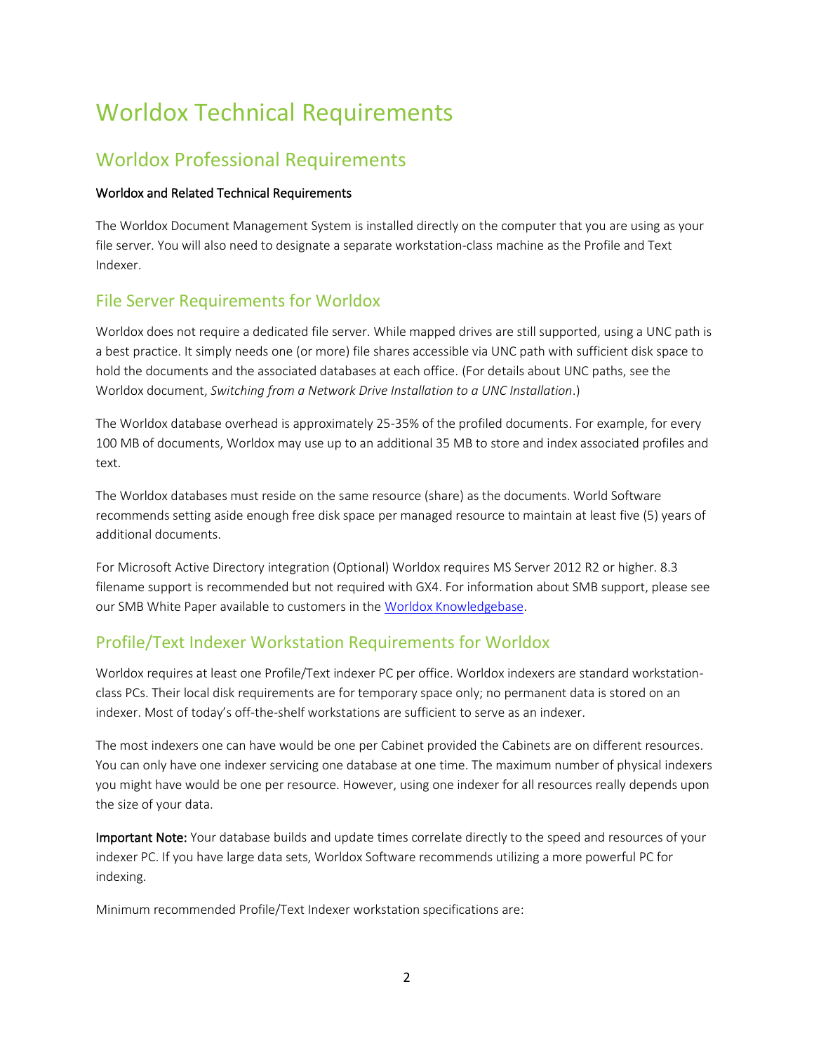# Worldox Technical Requirements

## Worldox Professional Requirements

**Worldox and Related Technical Requirements**

The Worldox Document Management System is installed directly on the computer that you are using as your file server. You will also need to designate a separate workstation-class machine as the Profile and Text Indexer.

## File Server Requirements for Worldox

Worldox does not require a dedicated file server. While mapped drives are still supported, using a UNC path is a best practice. It simply needs one (or more) file shares accessible via UNC path with sufficient disk space to hold the documents and the associated databases at each office. (For details about UNC paths, see the Worldox document, *Switching from a Network Drive Installation to a UNC Installation*.)

The Worldox database overhead is approximately 25-35% of the profiled documents. For example, for every 100 MB of documents, Worldox may use up to an additional 35 MB to store and index associated profiles and text.

The Worldox databases must reside on the same resource (share) as the documents. World Software recommends setting aside enough free disk space per managed resource to maintain at least five (5) years of additional documents.

For Microsoft Active Directory integration (Optional) Worldox requires MS Server 2012 R2 or higher. 8.3 filename support is recommended but not required with GX4. For information about SMB support, please see our SMB White Paper available to customers in the Worldox Knowledgebase.

## Profile/Text Indexer Workstation Requirements for Worldox

Worldox requires at least one Profile/Text indexer PC per office. Worldox indexers are standard workstation-class PCs. Their local disk requirements are for temporary space only; no permanent data is stored on an indexer. Most of today's off-the-shelf workstations are sufficient to serve as an indexer.

The most indexers one can have would be one per Cabinet provided the Cabinets are on different resources. You can only have one indexer servicing one database at one time. The maximum number of physical indexers you might have would be one per resource. However, using one indexer for all resources really depends upon the size of your data.

**Important Note:** Your database builds and update times correlate directly to the speed and resources of your indexer PC. If you have large data sets, Worldox Software recommends utilizing a more powerful PC for indexing.

Minimum recommended Profile/Text Indexer workstation specifications are: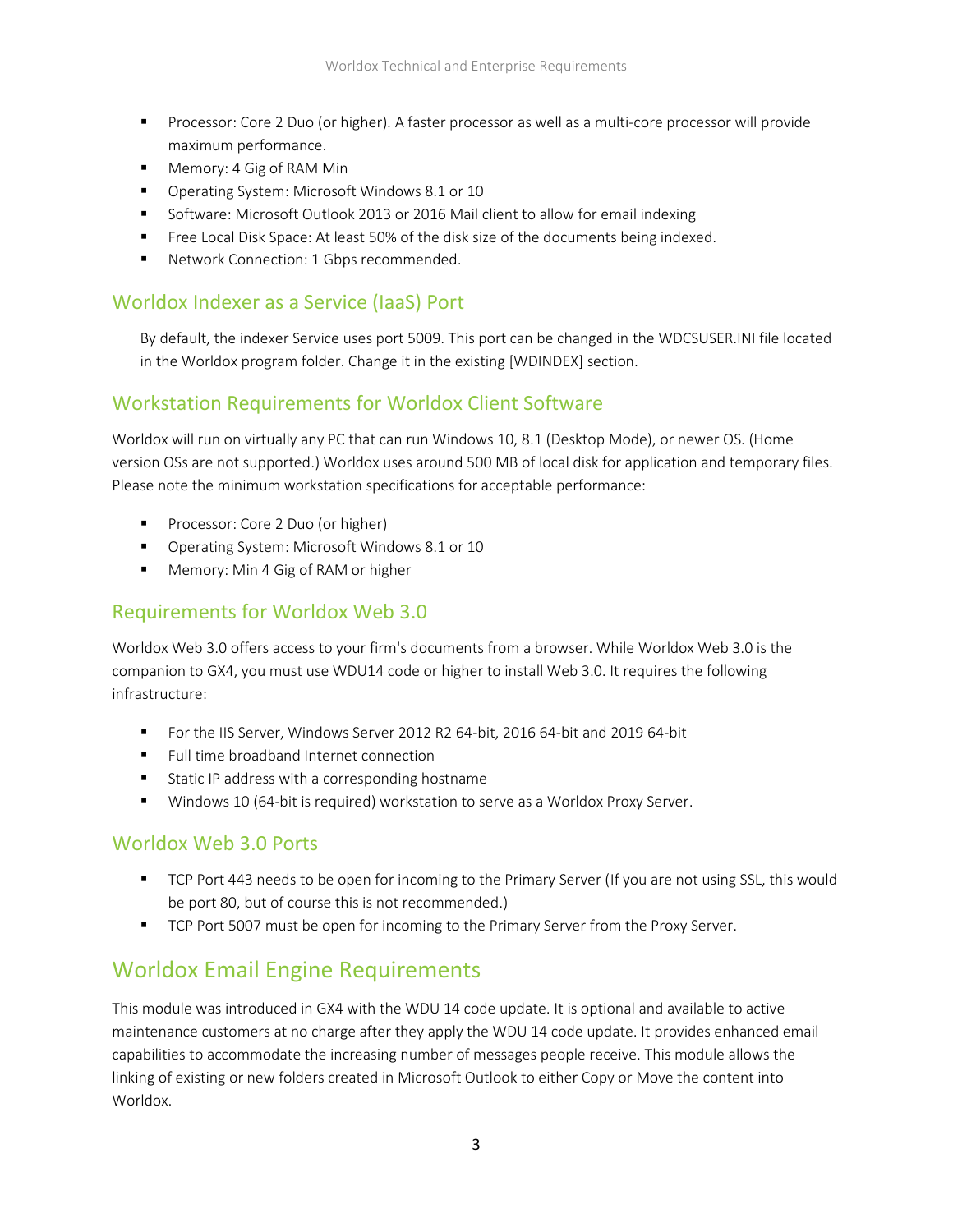- Processor: Core 2 Duo (or higher). A faster processor as well as a multi-core processor will provide maximum performance.
- Memory: 4 Gig of RAM Min
- Operating System: Microsoft Windows 8.1 or 10
- Software: Microsoft Outlook 2013 or 2016 Mail client to allow for email indexing
- Free Local Disk Space: At least 50% of the disk size of the documents being indexed.
- Network Connection: 1 Gbps recommended.

### Worldox Indexer as a Service (IaaS) Port

By default, the indexer Service uses port 5009. This port can be changed in the WDCSUSER.INI file located in the Worldox program folder. Change it in the existing [WDINDEX] section.

### Workstation Requirements for Worldox Client Software

Worldox will run on virtually any PC that can run Windows 10, 8.1 (Desktop Mode), or newer OS. (Home version OSs are not supported.) Worldox uses around 500 MB of local disk for application and temporary files. Please note the minimum workstation specifications for acceptable performance:

- Processor: Core 2 Duo (or higher)
- Operating System: Microsoft Windows 8.1 or 10
- Memory: Min 4 Gig of RAM or higher

### Requirements for Worldox Web 3.0

Worldox Web 3.0 offers access to your firm's documents from a browser. While Worldox Web 3.0 is the companion to GX4, you must use WDU14 code or higher to install Web 3.0. It requires the following infrastructure:

- For the IIS Server, Windows Server 2012 R2 64-bit, 2016 64-bit and 2019 64-bit
- Full time broadband Internet connection
- Static IP address with a corresponding hostname
- Windows 10 (64-bit is required) workstation to serve as a Worldox Proxy Server.

### Worldox Web 3.0 Ports

- TCP Port 443 needs to be open for incoming to the Primary Server (If you are not using SSL, this would be port 80, but of course this is not recommended.)
- TCP Port 5007 must be open for incoming to the Primary Server from the Proxy Server.

## Worldox Email Engine Requirements

This module was introduced in GX4 with the WDU 14 code update. It is optional and available to active maintenance customers at no charge after they apply the WDU 14 code update. It provides enhanced email capabilities to accommodate the increasing number of messages people receive. This module allows the linking of existing or new folders created in Microsoft Outlook to either Copy or Move the content into Worldox.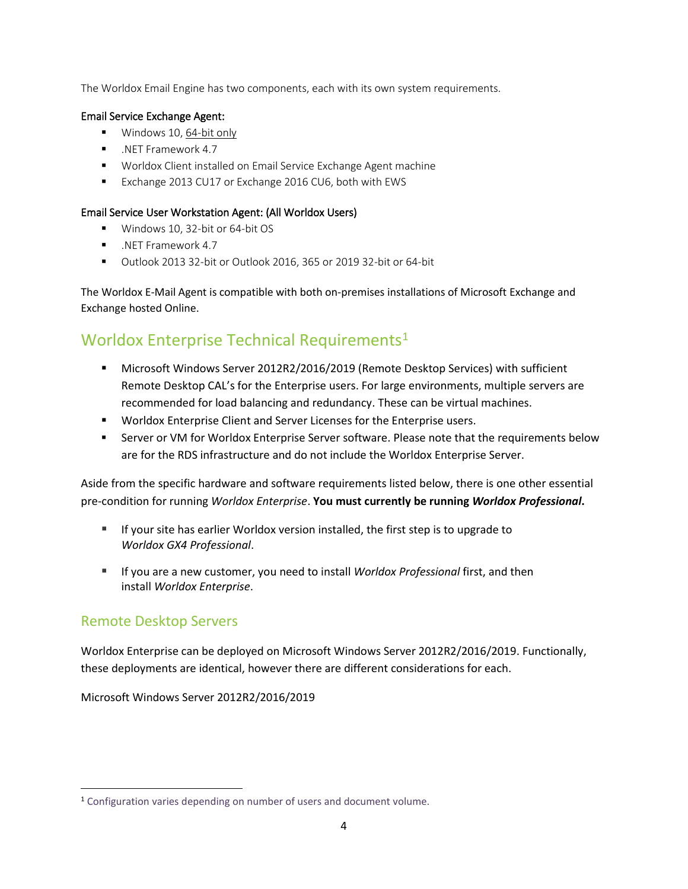The Worldox Email Engine has two components, each with its own system requirements.

**Email Service Exchange Agent:**

- Windows 10, 64-bit only
- .NET Framework 4.7
- Worldox Client installed on Email Service Exchange Agent machine
- Exchange 2013 CU17 or Exchange 2016 CU6, both with EWS

**Email Service User Workstation Agent: (All Worldox Users)**

- Windows 10, 32-bit or 64-bit OS
- .NET Framework 4.7
- Outlook 2013 32-bit or Outlook 2016, 365 or 2019 32-bit or 64-bit

The Worldox E-Mail Agent is compatible with both on-premises installations of Microsoft Exchange and Exchange hosted Online.

## Worldox Enterprise Technical Requirements[1]

- Microsoft Windows Server 2012R2/2016/2019 (Remote Desktop Services) with sufficient Remote Desktop CAL's for the Enterprise users. For large environments, multiple servers are recommended for load balancing and redundancy. These can be virtual machines.
- Worldox Enterprise Client and Server Licenses for the Enterprise users.
- Server or VM for Worldox Enterprise Server software. Please note that the requirements below are for the RDS infrastructure and do not include the Worldox Enterprise Server.

Aside from the specific hardware and software requirements listed below, there is one other essential pre-condition for running *Worldox Enterprise*. **You must currently be running *Worldox Professional*.**

- If your site has earlier Worldox version installed, the first step is to upgrade to *Worldox GX4 Professional*.
- If you are a new customer, you need to install *Worldox Professional* first, and then install *Worldox Enterprise*.

### Remote Desktop Servers

Worldox Enterprise can be deployed on Microsoft Windows Server 2012R2/2016/2019. Functionally, these deployments are identical, however there are different considerations for each.

Microsoft Windows Server 2012R2/2016/2019

[1] Configuration varies depending on number of users and document volume.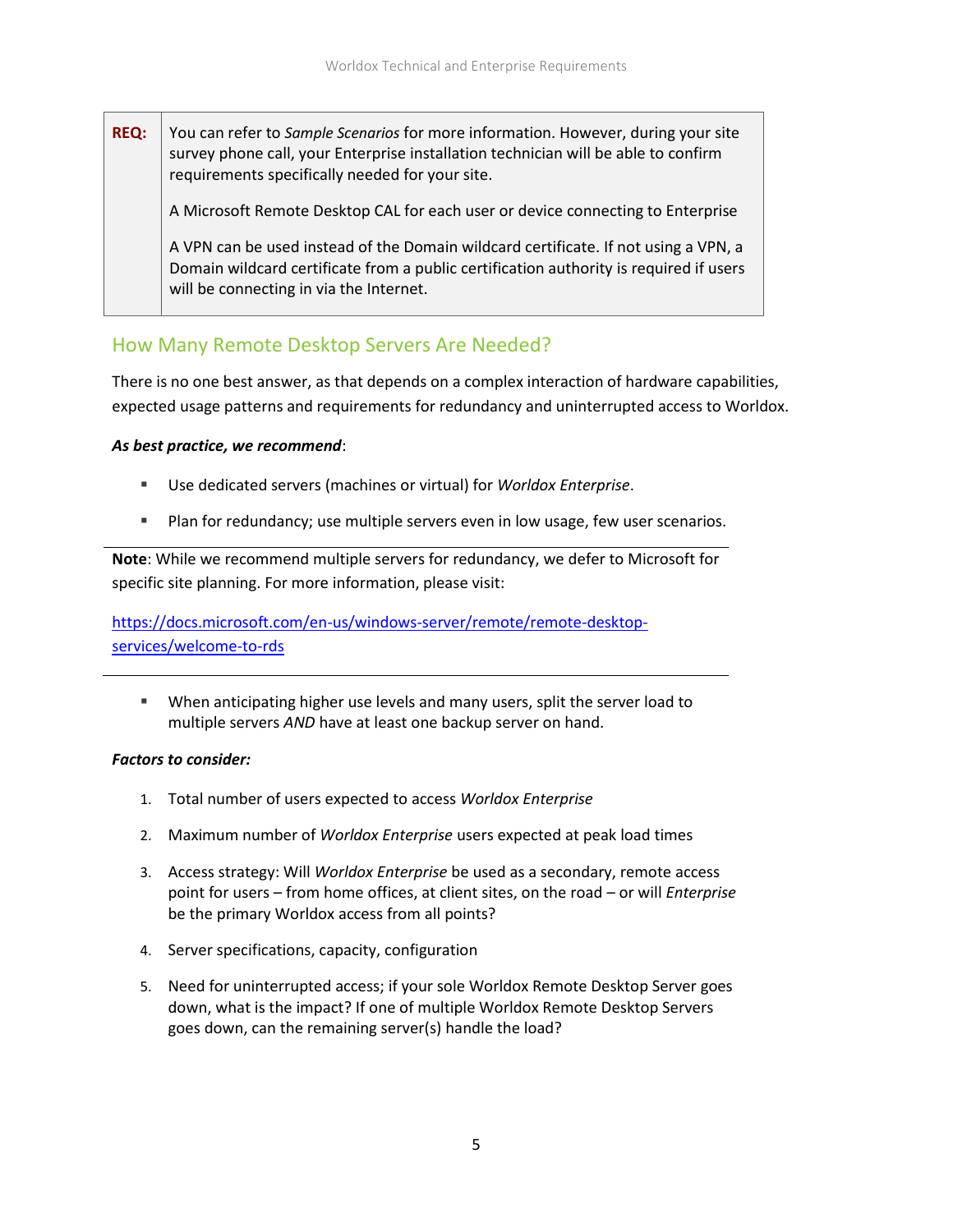| **REQ:** | You can refer to *Sample Scenarios* for more information. However, during your site survey phone call, your Enterprise installation technician will be able to confirm requirements specifically needed for your site.<br><br>A Microsoft Remote Desktop CAL for each user or device connecting to Enterprise<br><br>A VPN can be used instead of the Domain wildcard certificate. If not using a VPN, a Domain wildcard certificate from a public certification authority is required if users will be connecting in via the Internet. |
|---|---|

## How Many Remote Desktop Servers Are Needed?

There is no one best answer, as that depends on a complex interaction of hardware capabilities, expected usage patterns and requirements for redundancy and uninterrupted access to Worldox.

***As best practice, we recommend***:

- Use dedicated servers (machines or virtual) for *Worldox Enterprise*.
- Plan for redundancy; use multiple servers even in low usage, few user scenarios.

---

**Note**: While we recommend multiple servers for redundancy, we defer to Microsoft for specific site planning. For more information, please visit:

https://docs.microsoft.com/en-us/windows-server/remote/remote-desktop-services/welcome-to-rds

---

- When anticipating higher use levels and many users, split the server load to multiple servers *AND* have at least one backup server on hand.

***Factors to consider:***

1. Total number of users expected to access *Worldox Enterprise*
2. Maximum number of *Worldox Enterprise* users expected at peak load times
3. Access strategy: Will *Worldox Enterprise* be used as a secondary, remote access point for users – from home offices, at client sites, on the road – or will *Enterprise* be the primary Worldox access from all points?
4. Server specifications, capacity, configuration
5. Need for uninterrupted access; if your sole Worldox Remote Desktop Server goes down, what is the impact? If one of multiple Worldox Remote Desktop Servers goes down, can the remaining server(s) handle the load?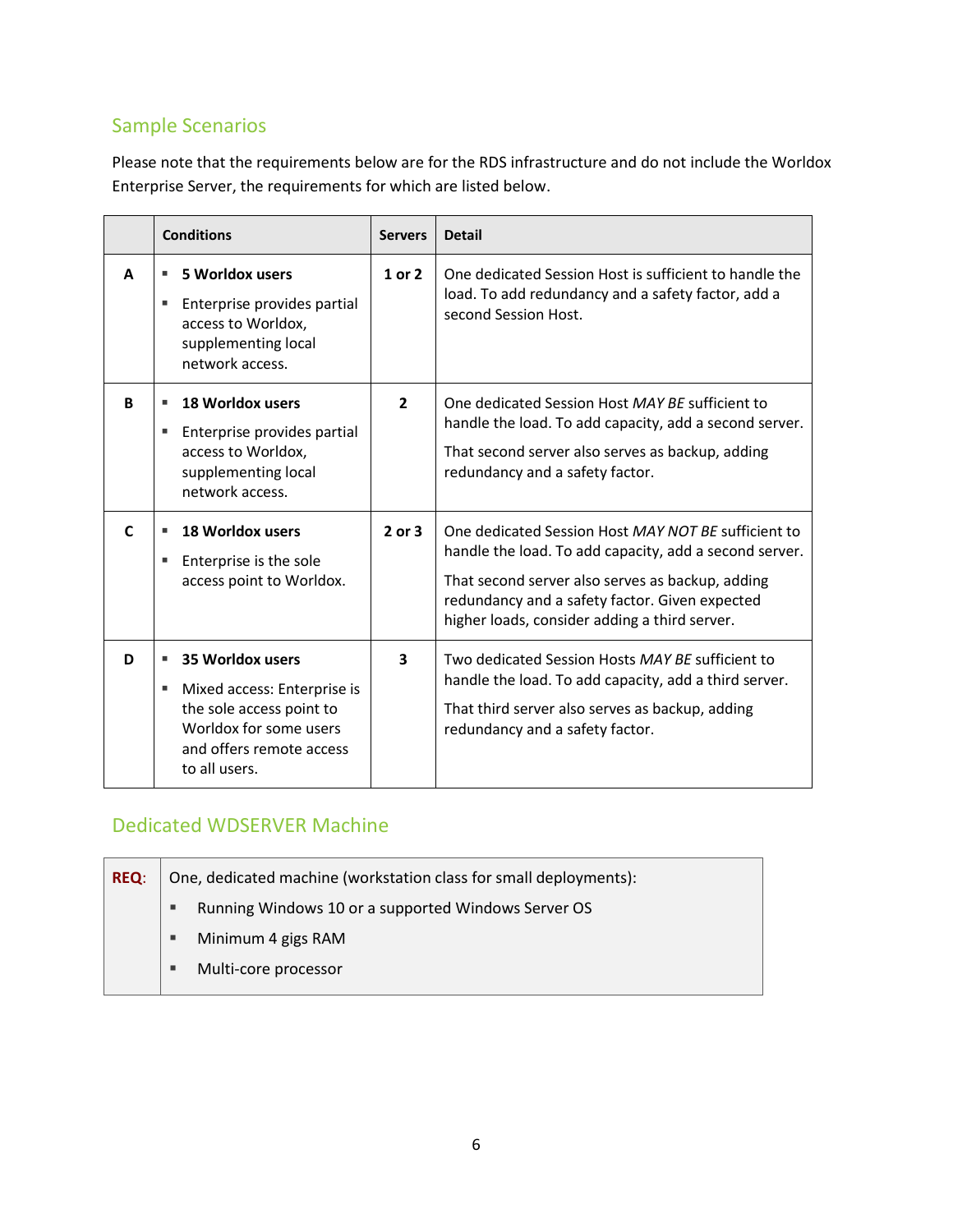## Sample Scenarios

Please note that the requirements below are for the RDS infrastructure and do not include the Worldox Enterprise Server, the requirements for which are listed below.

| | Conditions | Servers | Detail |
|---|---|---|---|
| **A** | ▪ **5 Worldox users**<br>▪ Enterprise provides partial access to Worldox, supplementing local network access. | **1 or 2** | One dedicated Session Host is sufficient to handle the load. To add redundancy and a safety factor, add a second Session Host. |
| **B** | ▪ **18 Worldox users**<br>▪ Enterprise provides partial access to Worldox, supplementing local network access. | **2** | One dedicated Session Host *MAY BE* sufficient to handle the load. To add capacity, add a second server.<br>That second server also serves as backup, adding redundancy and a safety factor. |
| **C** | ▪ **18 Worldox users**<br>▪ Enterprise is the sole access point to Worldox. | **2 or 3** | One dedicated Session Host *MAY NOT BE* sufficient to handle the load. To add capacity, add a second server.<br>That second server also serves as backup, adding redundancy and a safety factor. Given expected higher loads, consider adding a third server. |
| **D** | ▪ **35 Worldox users**<br>▪ Mixed access: Enterprise is the sole access point to Worldox for some users and offers remote access to all users. | **3** | Two dedicated Session Hosts *MAY BE* sufficient to handle the load. To add capacity, add a third server.<br>That third server also serves as backup, adding redundancy and a safety factor. |

## Dedicated WDSERVER Machine

| **REQ**: | One, dedicated machine (workstation class for small deployments):<br>▪ Running Windows 10 or a supported Windows Server OS<br>▪ Minimum 4 gigs RAM<br>▪ Multi-core processor |
|---|---|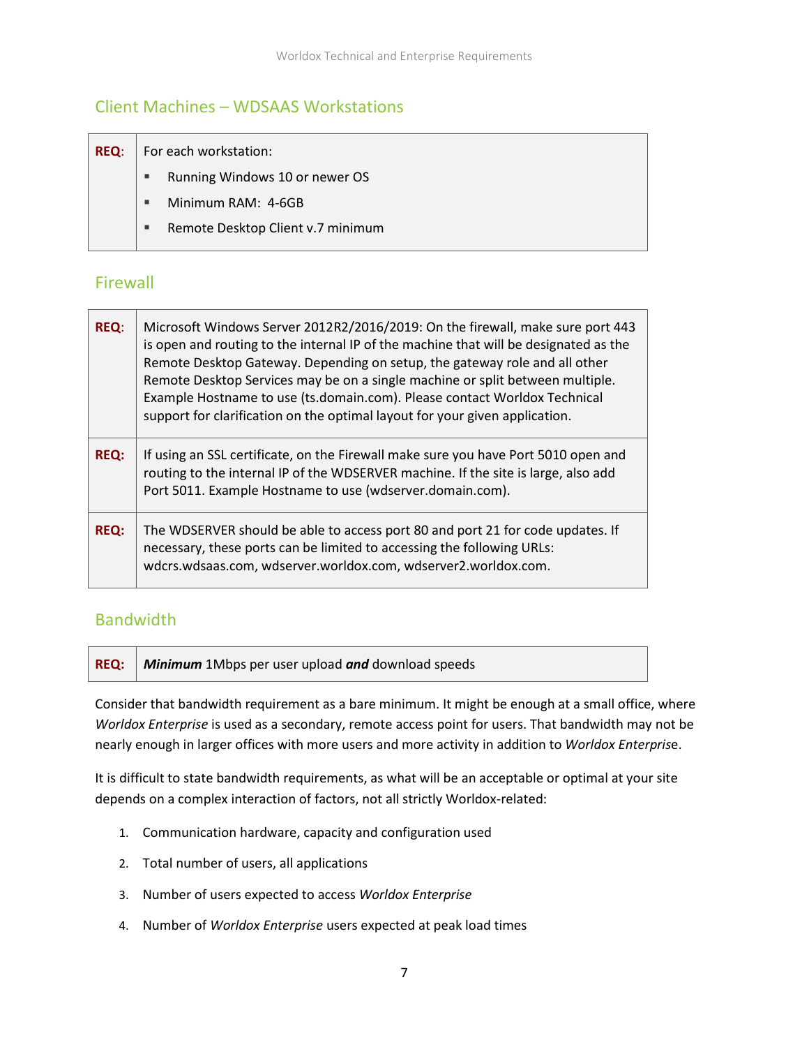## Client Machines – WDSAAS Workstations

| **REQ**: | For each workstation:<br>▪ Running Windows 10 or newer OS<br>▪ Minimum RAM: 4-6GB<br>▪ Remote Desktop Client v.7 minimum |
|---|---|

## Firewall

| **REQ**: | Microsoft Windows Server 2012R2/2016/2019: On the firewall, make sure port 443 is open and routing to the internal IP of the machine that will be designated as the Remote Desktop Gateway. Depending on setup, the gateway role and all other Remote Desktop Services may be on a single machine or split between multiple. Example Hostname to use (ts.domain.com). Please contact Worldox Technical support for clarification on the optimal layout for your given application. |
|---|---|
| **REQ:** | If using an SSL certificate, on the Firewall make sure you have Port 5010 open and routing to the internal IP of the WDSERVER machine. If the site is large, also add Port 5011. Example Hostname to use (wdserver.domain.com). |
| **REQ:** | The WDSERVER should be able to access port 80 and port 21 for code updates. If necessary, these ports can be limited to accessing the following URLs: wdcrs.wdsaas.com, wdserver.worldox.com, wdserver2.worldox.com. |

## Bandwidth

| **REQ:** | ***Minimum*** 1Mbps per user upload ***and*** download speeds |
|---|---|

Consider that bandwidth requirement as a bare minimum. It might be enough at a small office, where *Worldox Enterprise* is used as a secondary, remote access point for users. That bandwidth may not be nearly enough in larger offices with more users and more activity in addition to *Worldox Enterprise*.

It is difficult to state bandwidth requirements, as what will be an acceptable or optimal at your site depends on a complex interaction of factors, not all strictly Worldox-related:

1. Communication hardware, capacity and configuration used
2. Total number of users, all applications
3. Number of users expected to access *Worldox Enterprise*
4. Number of *Worldox Enterprise* users expected at peak load times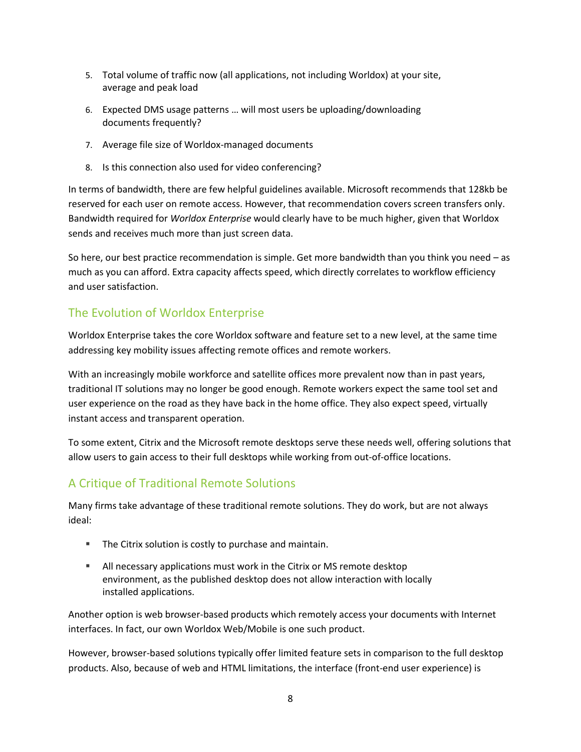5. Total volume of traffic now (all applications, not including Worldox) at your site, average and peak load
6. Expected DMS usage patterns … will most users be uploading/downloading documents frequently?
7. Average file size of Worldox-managed documents
8. Is this connection also used for video conferencing?

In terms of bandwidth, there are few helpful guidelines available. Microsoft recommends that 128kb be reserved for each user on remote access. However, that recommendation covers screen transfers only. Bandwidth required for *Worldox Enterprise* would clearly have to be much higher, given that Worldox sends and receives much more than just screen data.

So here, our best practice recommendation is simple. Get more bandwidth than you think you need – as much as you can afford. Extra capacity affects speed, which directly correlates to workflow efficiency and user satisfaction.

## The Evolution of Worldox Enterprise

Worldox Enterprise takes the core Worldox software and feature set to a new level, at the same time addressing key mobility issues affecting remote offices and remote workers.

With an increasingly mobile workforce and satellite offices more prevalent now than in past years, traditional IT solutions may no longer be good enough. Remote workers expect the same tool set and user experience on the road as they have back in the home office. They also expect speed, virtually instant access and transparent operation.

To some extent, Citrix and the Microsoft remote desktops serve these needs well, offering solutions that allow users to gain access to their full desktops while working from out-of-office locations.

## A Critique of Traditional Remote Solutions

Many firms take advantage of these traditional remote solutions. They do work, but are not always ideal:

- The Citrix solution is costly to purchase and maintain.
- All necessary applications must work in the Citrix or MS remote desktop environment, as the published desktop does not allow interaction with locally installed applications.

Another option is web browser-based products which remotely access your documents with Internet interfaces. In fact, our own Worldox Web/Mobile is one such product.

However, browser-based solutions typically offer limited feature sets in comparison to the full desktop products. Also, because of web and HTML limitations, the interface (front-end user experience) is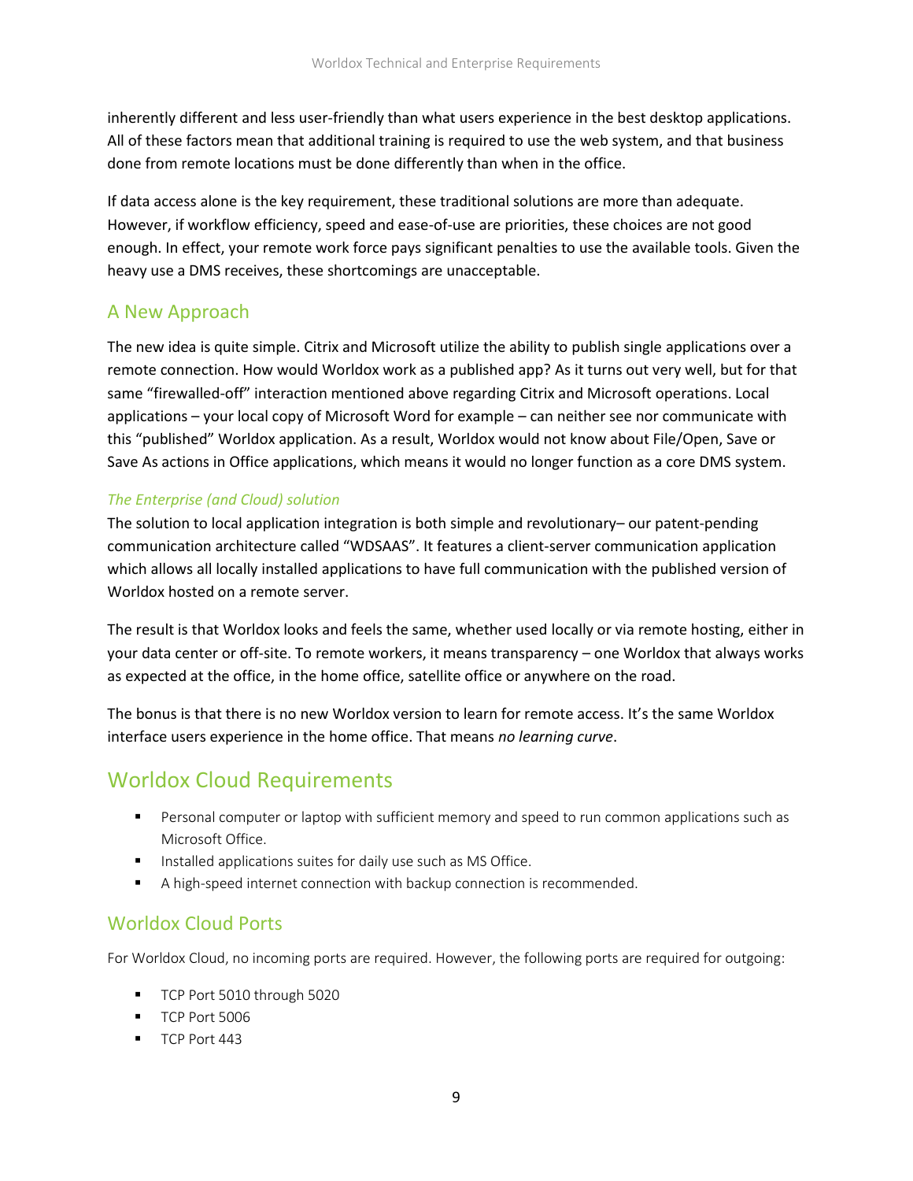inherently different and less user-friendly than what users experience in the best desktop applications. All of these factors mean that additional training is required to use the web system, and that business done from remote locations must be done differently than when in the office.

If data access alone is the key requirement, these traditional solutions are more than adequate. However, if workflow efficiency, speed and ease-of-use are priorities, these choices are not good enough. In effect, your remote work force pays significant penalties to use the available tools. Given the heavy use a DMS receives, these shortcomings are unacceptable.

## A New Approach

The new idea is quite simple. Citrix and Microsoft utilize the ability to publish single applications over a remote connection. How would Worldox work as a published app? As it turns out very well, but for that same "firewalled-off" interaction mentioned above regarding Citrix and Microsoft operations. Local applications – your local copy of Microsoft Word for example – can neither see nor communicate with this "published" Worldox application. As a result, Worldox would not know about File/Open, Save or Save As actions in Office applications, which means it would no longer function as a core DMS system.

### *The Enterprise (and Cloud) solution*

The solution to local application integration is both simple and revolutionary– our patent-pending communication architecture called "WDSAAS". It features a client-server communication application which allows all locally installed applications to have full communication with the published version of Worldox hosted on a remote server.

The result is that Worldox looks and feels the same, whether used locally or via remote hosting, either in your data center or off-site. To remote workers, it means transparency – one Worldox that always works as expected at the office, in the home office, satellite office or anywhere on the road.

The bonus is that there is no new Worldox version to learn for remote access. It's the same Worldox interface users experience in the home office. That means *no learning curve*.

# Worldox Cloud Requirements

- Personal computer or laptop with sufficient memory and speed to run common applications such as Microsoft Office.
- Installed applications suites for daily use such as MS Office.
- A high-speed internet connection with backup connection is recommended.

## Worldox Cloud Ports

For Worldox Cloud, no incoming ports are required. However, the following ports are required for outgoing:

- TCP Port 5010 through 5020
- TCP Port 5006
- TCP Port 443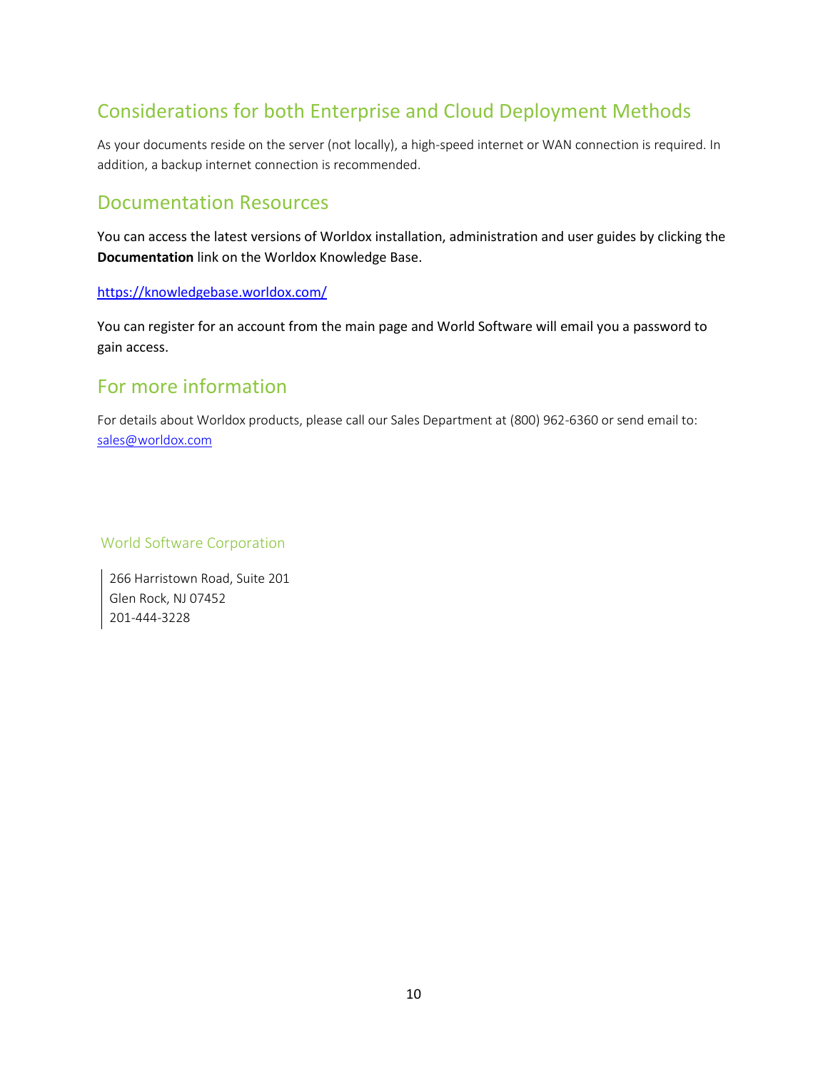## Considerations for both Enterprise and Cloud Deployment Methods

As your documents reside on the server (not locally), a high-speed internet or WAN connection is required. In addition, a backup internet connection is recommended.

## Documentation Resources

You can access the latest versions of Worldox installation, administration and user guides by clicking the **Documentation** link on the Worldox Knowledge Base.

https://knowledgebase.worldox.com/

You can register for an account from the main page and World Software will email you a password to gain access.

## For more information

For details about Worldox products, please call our Sales Department at (800) 962-6360 or send email to: sales@worldox.com

World Software Corporation

266 Harristown Road, Suite 201
Glen Rock, NJ 07452
201-444-3228